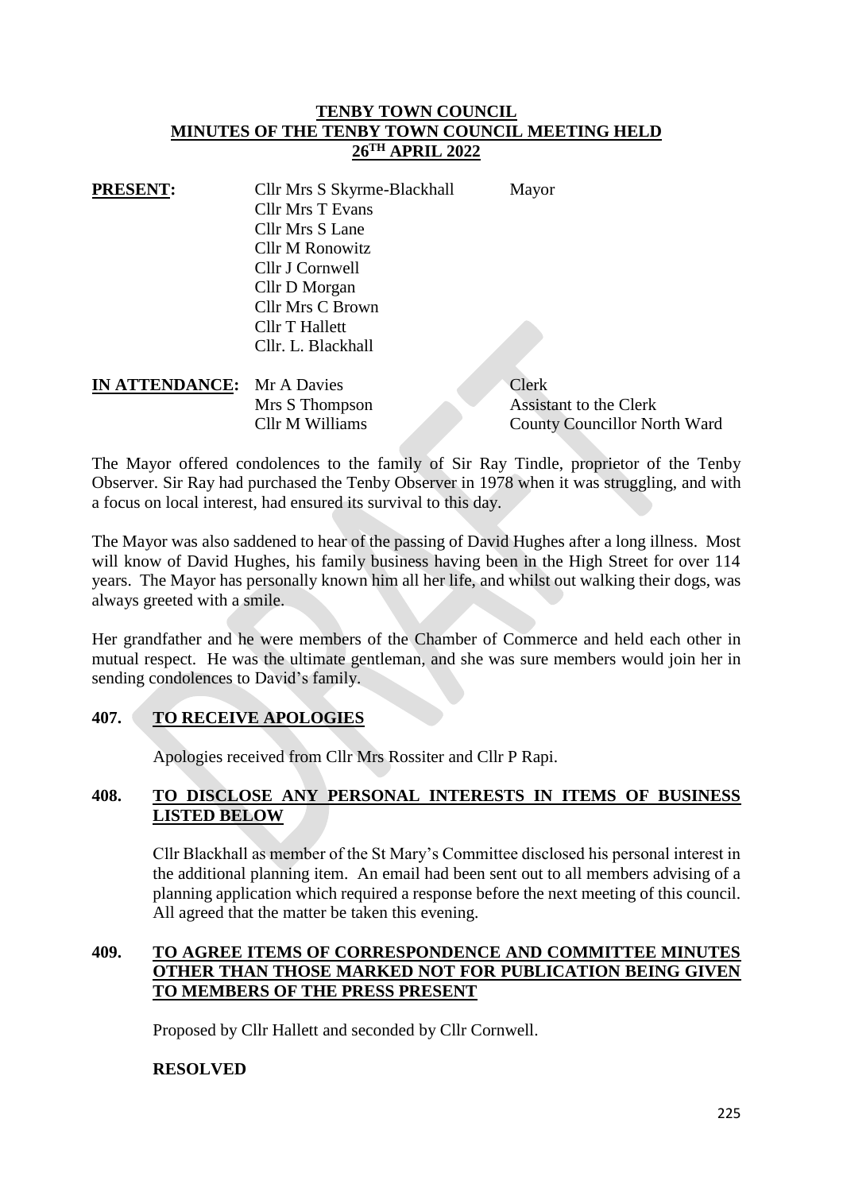# TENBY TOWN COUNCIL
## MINUTES OF THE TENBY TOWN COUNCIL MEETING HELD 26TH APRIL 2022

| | | |
|---|---|---|
| **PRESENT:** | Cllr Mrs S Skyrme-Blackhall | Mayor |
| | Cllr Mrs T Evans | |
| | Cllr Mrs S Lane | |
| | Cllr M Ronowitz | |
| | Cllr J Cornwell | |
| | Cllr D Morgan | |
| | Cllr Mrs C Brown | |
| | Cllr T Hallett | |
| | Cllr. L. Blackhall | |
| **IN ATTENDANCE:** | Mr A Davies | Clerk |
| | Mrs S Thompson | Assistant to the Clerk |
| | Cllr M Williams | County Councillor North Ward |

The Mayor offered condolences to the family of Sir Ray Tindle, proprietor of the Tenby Observer. Sir Ray had purchased the Tenby Observer in 1978 when it was struggling, and with a focus on local interest, had ensured its survival to this day.

The Mayor was also saddened to hear of the passing of David Hughes after a long illness. Most will know of David Hughes, his family business having been in the High Street for over 114 years. The Mayor has personally known him all her life, and whilst out walking their dogs, was always greeted with a smile.

Her grandfather and he were members of the Chamber of Commerce and held each other in mutual respect. He was the ultimate gentleman, and she was sure members would join her in sending condolences to David's family.

### 407. TO RECEIVE APOLOGIES

Apologies received from Cllr Mrs Rossiter and Cllr P Rapi.

### 408. TO DISCLOSE ANY PERSONAL INTERESTS IN ITEMS OF BUSINESS LISTED BELOW

Cllr Blackhall as member of the St Mary's Committee disclosed his personal interest in the additional planning item. An email had been sent out to all members advising of a planning application which required a response before the next meeting of this council. All agreed that the matter be taken this evening.

### 409. TO AGREE ITEMS OF CORRESPONDENCE AND COMMITTEE MINUTES OTHER THAN THOSE MARKED NOT FOR PUBLICATION BEING GIVEN TO MEMBERS OF THE PRESS PRESENT

Proposed by Cllr Hallett and seconded by Cllr Cornwell.

**RESOLVED**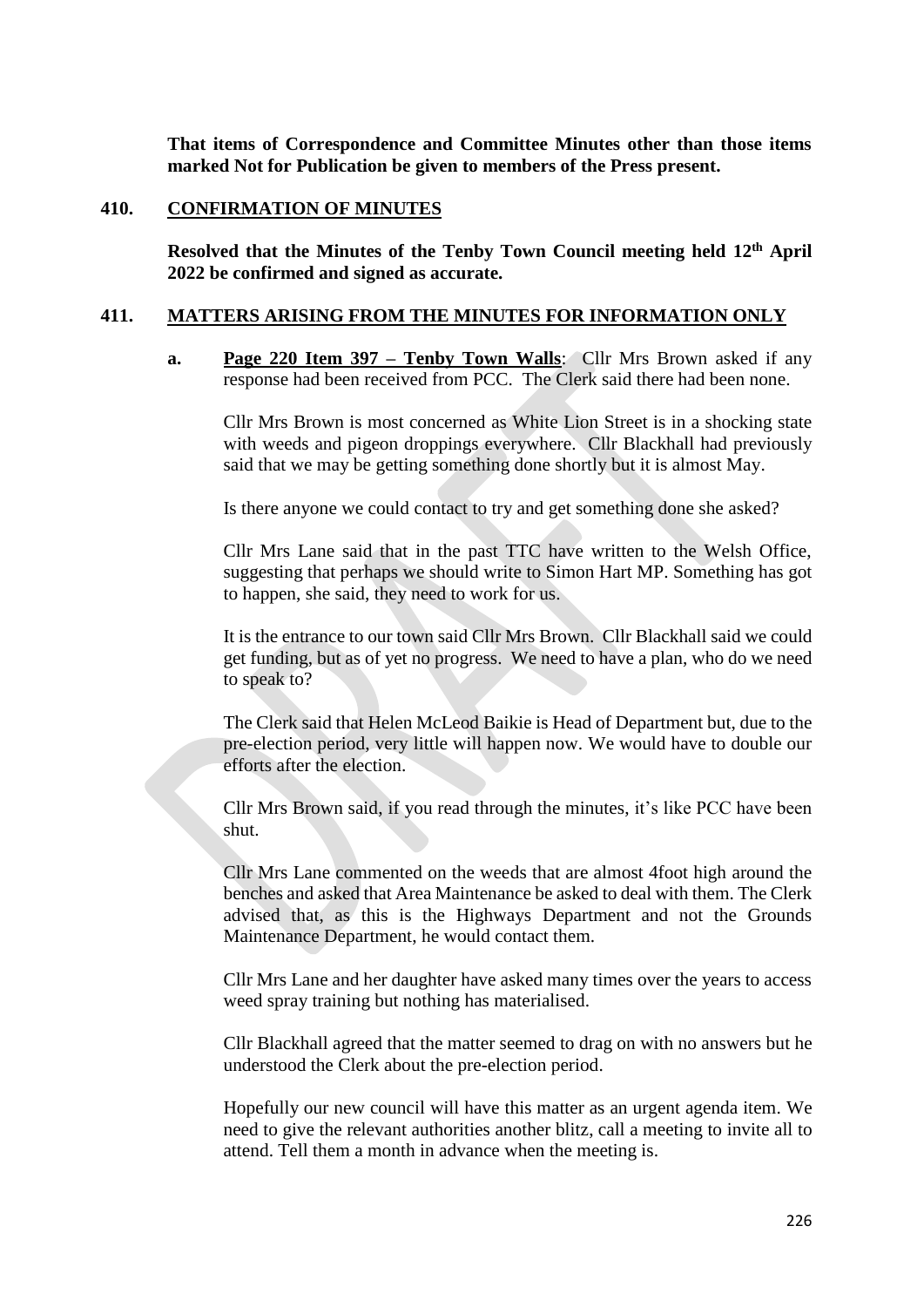**That items of Correspondence and Committee Minutes other than those items marked Not for Publication be given to members of the Press present.**

## 410. CONFIRMATION OF MINUTES

**Resolved that the Minutes of the Tenby Town Council meeting held 12th April 2022 be confirmed and signed as accurate.**

## 411. MATTERS ARISING FROM THE MINUTES FOR INFORMATION ONLY

**a. Page 220 Item 397 – Tenby Town Walls**: Cllr Mrs Brown asked if any response had been received from PCC. The Clerk said there had been none.

Cllr Mrs Brown is most concerned as White Lion Street is in a shocking state with weeds and pigeon droppings everywhere. Cllr Blackhall had previously said that we may be getting something done shortly but it is almost May.

Is there anyone we could contact to try and get something done she asked?

Cllr Mrs Lane said that in the past TTC have written to the Welsh Office, suggesting that perhaps we should write to Simon Hart MP. Something has got to happen, she said, they need to work for us.

It is the entrance to our town said Cllr Mrs Brown. Cllr Blackhall said we could get funding, but as of yet no progress. We need to have a plan, who do we need to speak to?

The Clerk said that Helen McLeod Baikie is Head of Department but, due to the pre-election period, very little will happen now. We would have to double our efforts after the election.

Cllr Mrs Brown said, if you read through the minutes, it's like PCC have been shut.

Cllr Mrs Lane commented on the weeds that are almost 4foot high around the benches and asked that Area Maintenance be asked to deal with them. The Clerk advised that, as this is the Highways Department and not the Grounds Maintenance Department, he would contact them.

Cllr Mrs Lane and her daughter have asked many times over the years to access weed spray training but nothing has materialised.

Cllr Blackhall agreed that the matter seemed to drag on with no answers but he understood the Clerk about the pre-election period.

Hopefully our new council will have this matter as an urgent agenda item. We need to give the relevant authorities another blitz, call a meeting to invite all to attend. Tell them a month in advance when the meeting is.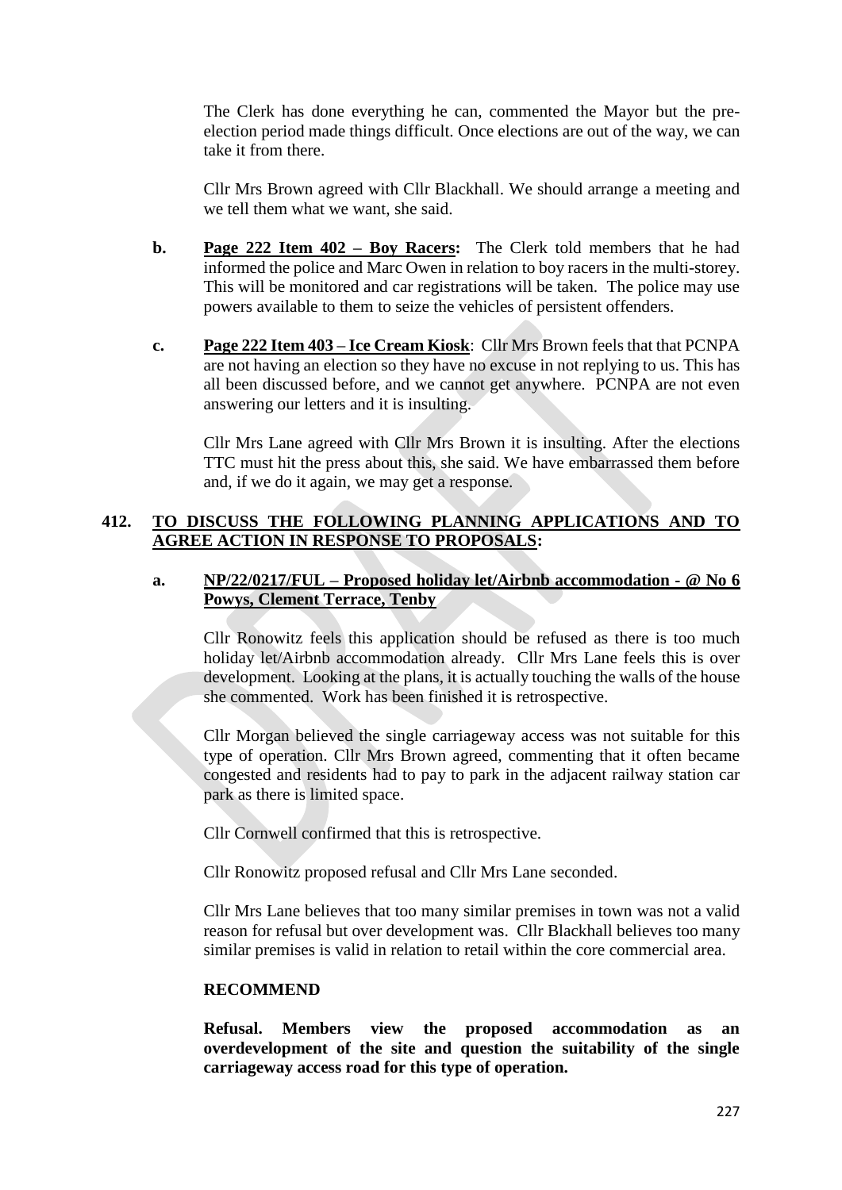The Clerk has done everything he can, commented the Mayor but the pre-election period made things difficult. Once elections are out of the way, we can take it from there.

Cllr Mrs Brown agreed with Cllr Blackhall. We should arrange a meeting and we tell them what we want, she said.

**b.** **Page 222 Item 402 – Boy Racers:** The Clerk told members that he had informed the police and Marc Owen in relation to boy racers in the multi-storey. This will be monitored and car registrations will be taken. The police may use powers available to them to seize the vehicles of persistent offenders.

**c.** **Page 222 Item 403 – Ice Cream Kiosk**: Cllr Mrs Brown feels that that PCNPA are not having an election so they have no excuse in not replying to us. This has all been discussed before, and we cannot get anywhere. PCNPA are not even answering our letters and it is insulting.

Cllr Mrs Lane agreed with Cllr Mrs Brown it is insulting. After the elections TTC must hit the press about this, she said. We have embarrassed them before and, if we do it again, we may get a response.

## 412. TO DISCUSS THE FOLLOWING PLANNING APPLICATIONS AND TO AGREE ACTION IN RESPONSE TO PROPOSALS:

### a. NP/22/0217/FUL – Proposed holiday let/Airbnb accommodation - @ No 6 Powys, Clement Terrace, Tenby

Cllr Ronowitz feels this application should be refused as there is too much holiday let/Airbnb accommodation already. Cllr Mrs Lane feels this is over development. Looking at the plans, it is actually touching the walls of the house she commented. Work has been finished it is retrospective.

Cllr Morgan believed the single carriageway access was not suitable for this type of operation. Cllr Mrs Brown agreed, commenting that it often became congested and residents had to pay to park in the adjacent railway station car park as there is limited space.

Cllr Cornwell confirmed that this is retrospective.

Cllr Ronowitz proposed refusal and Cllr Mrs Lane seconded.

Cllr Mrs Lane believes that too many similar premises in town was not a valid reason for refusal but over development was. Cllr Blackhall believes too many similar premises is valid in relation to retail within the core commercial area.

**RECOMMEND**

**Refusal. Members view the proposed accommodation as an overdevelopment of the site and question the suitability of the single carriageway access road for this type of operation.**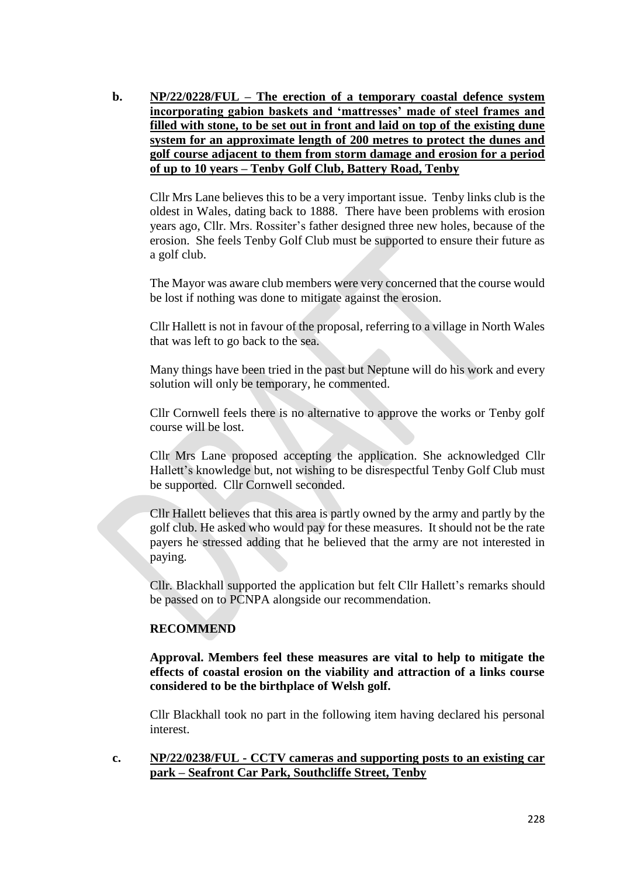**b. NP/22/0228/FUL – The erection of a temporary coastal defence system incorporating gabion baskets and 'mattresses' made of steel frames and filled with stone, to be set out in front and laid on top of the existing dune system for an approximate length of 200 metres to protect the dunes and golf course adjacent to them from storm damage and erosion for a period of up to 10 years – Tenby Golf Club, Battery Road, Tenby**

Cllr Mrs Lane believes this to be a very important issue. Tenby links club is the oldest in Wales, dating back to 1888. There have been problems with erosion years ago, Cllr. Mrs. Rossiter's father designed three new holes, because of the erosion. She feels Tenby Golf Club must be supported to ensure their future as a golf club.

The Mayor was aware club members were very concerned that the course would be lost if nothing was done to mitigate against the erosion.

Cllr Hallett is not in favour of the proposal, referring to a village in North Wales that was left to go back to the sea.

Many things have been tried in the past but Neptune will do his work and every solution will only be temporary, he commented.

Cllr Cornwell feels there is no alternative to approve the works or Tenby golf course will be lost.

Cllr Mrs Lane proposed accepting the application. She acknowledged Cllr Hallett's knowledge but, not wishing to be disrespectful Tenby Golf Club must be supported. Cllr Cornwell seconded.

Cllr Hallett believes that this area is partly owned by the army and partly by the golf club. He asked who would pay for these measures. It should not be the rate payers he stressed adding that he believed that the army are not interested in paying.

Cllr. Blackhall supported the application but felt Cllr Hallett's remarks should be passed on to PCNPA alongside our recommendation.

**RECOMMEND**

**Approval. Members feel these measures are vital to help to mitigate the effects of coastal erosion on the viability and attraction of a links course considered to be the birthplace of Welsh golf.**

Cllr Blackhall took no part in the following item having declared his personal interest.

**c. NP/22/0238/FUL - CCTV cameras and supporting posts to an existing car park – Seafront Car Park, Southcliffe Street, Tenby**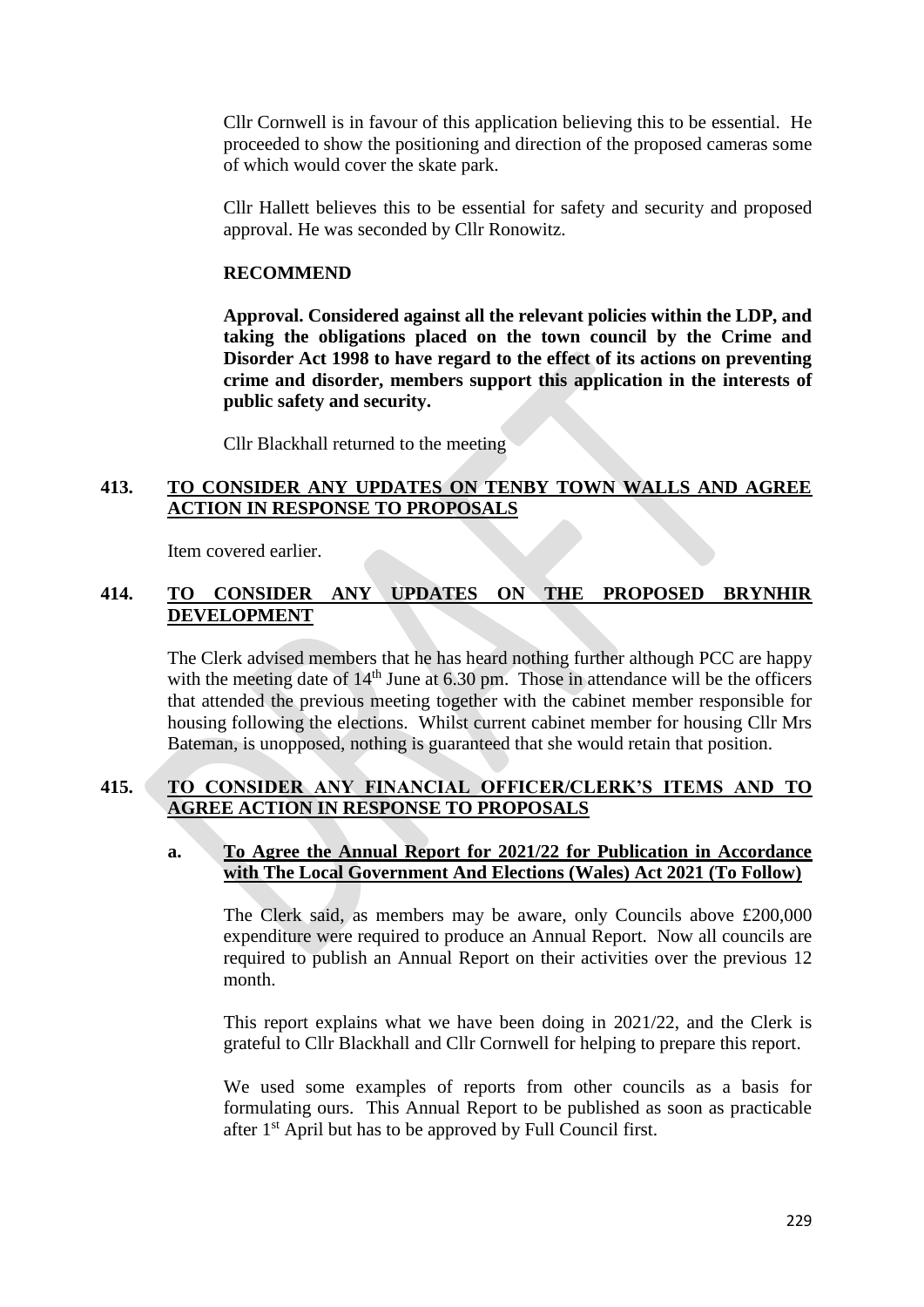Cllr Cornwell is in favour of this application believing this to be essential. He proceeded to show the positioning and direction of the proposed cameras some of which would cover the skate park.

Cllr Hallett believes this to be essential for safety and security and proposed approval. He was seconded by Cllr Ronowitz.

**RECOMMEND**

**Approval. Considered against all the relevant policies within the LDP, and taking the obligations placed on the town council by the Crime and Disorder Act 1998 to have regard to the effect of its actions on preventing crime and disorder, members support this application in the interests of public safety and security.**

Cllr Blackhall returned to the meeting

## 413. TO CONSIDER ANY UPDATES ON TENBY TOWN WALLS AND AGREE ACTION IN RESPONSE TO PROPOSALS

Item covered earlier.

## 414. TO CONSIDER ANY UPDATES ON THE PROPOSED BRYNHIR DEVELOPMENT

The Clerk advised members that he has heard nothing further although PCC are happy with the meeting date of 14th June at 6.30 pm. Those in attendance will be the officers that attended the previous meeting together with the cabinet member responsible for housing following the elections. Whilst current cabinet member for housing Cllr Mrs Bateman, is unopposed, nothing is guaranteed that she would retain that position.

## 415. TO CONSIDER ANY FINANCIAL OFFICER/CLERK'S ITEMS AND TO AGREE ACTION IN RESPONSE TO PROPOSALS

### a. To Agree the Annual Report for 2021/22 for Publication in Accordance with The Local Government And Elections (Wales) Act 2021 (To Follow)

The Clerk said, as members may be aware, only Councils above £200,000 expenditure were required to produce an Annual Report. Now all councils are required to publish an Annual Report on their activities over the previous 12 month.

This report explains what we have been doing in 2021/22, and the Clerk is grateful to Cllr Blackhall and Cllr Cornwell for helping to prepare this report.

We used some examples of reports from other councils as a basis for formulating ours. This Annual Report to be published as soon as practicable after 1st April but has to be approved by Full Council first.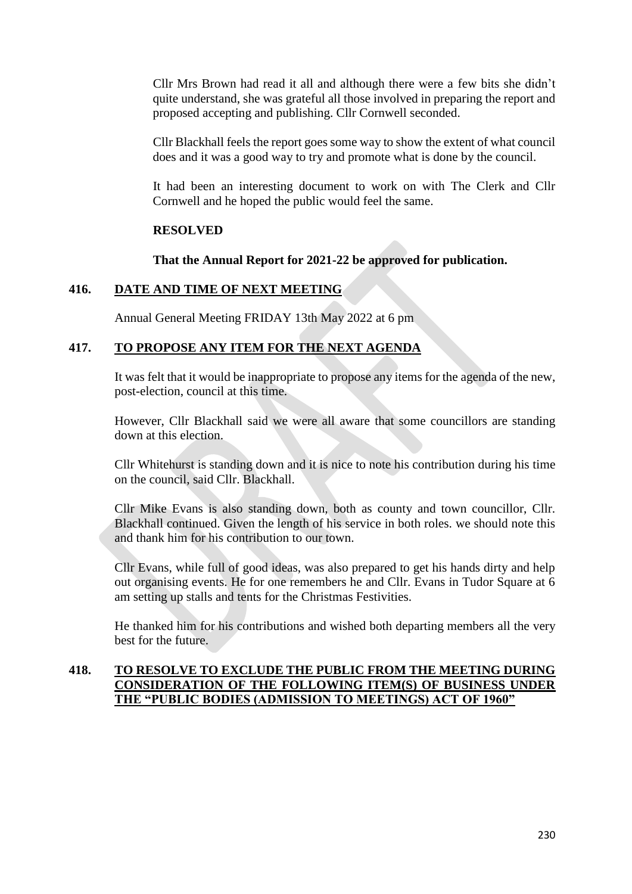Cllr Mrs Brown had read it all and although there were a few bits she didn't quite understand, she was grateful all those involved in preparing the report and proposed accepting and publishing. Cllr Cornwell seconded.

Cllr Blackhall feels the report goes some way to show the extent of what council does and it was a good way to try and promote what is done by the council.

It had been an interesting document to work on with The Clerk and Cllr Cornwell and he hoped the public would feel the same.

**RESOLVED**

**That the Annual Report for 2021-22 be approved for publication.**

## 416. DATE AND TIME OF NEXT MEETING

Annual General Meeting FRIDAY 13th May 2022 at 6 pm

## 417. TO PROPOSE ANY ITEM FOR THE NEXT AGENDA

It was felt that it would be inappropriate to propose any items for the agenda of the new, post-election, council at this time.

However, Cllr Blackhall said we were all aware that some councillors are standing down at this election.

Cllr Whitehurst is standing down and it is nice to note his contribution during his time on the council, said Cllr. Blackhall.

Cllr Mike Evans is also standing down, both as county and town councillor, Cllr. Blackhall continued. Given the length of his service in both roles. we should note this and thank him for his contribution to our town.

Cllr Evans, while full of good ideas, was also prepared to get his hands dirty and help out organising events. He for one remembers he and Cllr. Evans in Tudor Square at 6 am setting up stalls and tents for the Christmas Festivities.

He thanked him for his contributions and wished both departing members all the very best for the future.

## 418. TO RESOLVE TO EXCLUDE THE PUBLIC FROM THE MEETING DURING CONSIDERATION OF THE FOLLOWING ITEM(S) OF BUSINESS UNDER THE "PUBLIC BODIES (ADMISSION TO MEETINGS) ACT OF 1960"